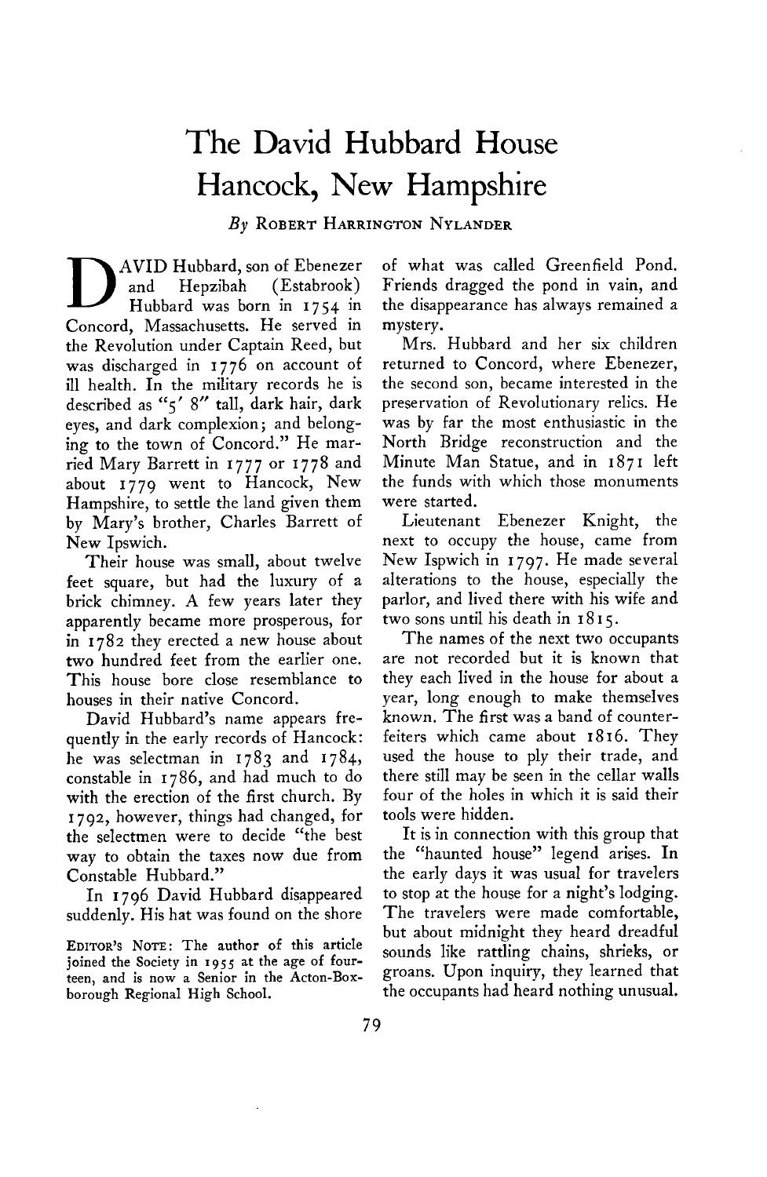# The David Hubbard House
# Hancock, New Hampshire

*By* Robert Harrington Nylander

DAVID Hubbard, son of Ebenezer and Hepzibah (Estabrook) Hubbard was born in 1754 in Concord, Massachusetts. He served in the Revolution under Captain Reed, but was discharged in 1776 on account of ill health. In the military records he is described as "5′ 8″ tall, dark hair, dark eyes, and dark complexion; and belonging to the town of Concord." He married Mary Barrett in 1777 or 1778 and about 1779 went to Hancock, New Hampshire, to settle the land given them by Mary's brother, Charles Barrett of New Ipswich.

Their house was small, about twelve feet square, but had the luxury of a brick chimney. A few years later they apparently became more prosperous, for in 1782 they erected a new house about two hundred feet from the earlier one. This house bore close resemblance to houses in their native Concord.

David Hubbard's name appears frequently in the early records of Hancock: he was selectman in 1783 and 1784, constable in 1786, and had much to do with the erection of the first church. By 1792, however, things had changed, for the selectmen were to decide "the best way to obtain the taxes now due from Constable Hubbard."

In 1796 David Hubbard disappeared suddenly. His hat was found on the shore of what was called Greenfield Pond. Friends dragged the pond in vain, and the disappearance has always remained a mystery.

Mrs. Hubbard and her six children returned to Concord, where Ebenezer, the second son, became interested in the preservation of Revolutionary relics. He was by far the most enthusiastic in the North Bridge reconstruction and the Minute Man Statue, and in 1871 left the funds with which those monuments were started.

Lieutenant Ebenezer Knight, the next to occupy the house, came from New Ispwich in 1797. He made several alterations to the house, especially the parlor, and lived there with his wife and two sons until his death in 1815.

The names of the next two occupants are not recorded but it is known that they each lived in the house for about a year, long enough to make themselves known. The first was a band of counterfeiters which came about 1816. They used the house to ply their trade, and there still may be seen in the cellar walls four of the holes in which it is said their tools were hidden.

It is in connection with this group that the "haunted house" legend arises. In the early days it was usual for travelers to stop at the house for a night's lodging. The travelers were made comfortable, but about midnight they heard dreadful sounds like rattling chains, shrieks, or groans. Upon inquiry, they learned that the occupants had heard nothing unusual.

Editor's Note: The author of this article joined the Society in 1955 at the age of fourteen, and is now a Senior in the Acton-Boxborough Regional High School.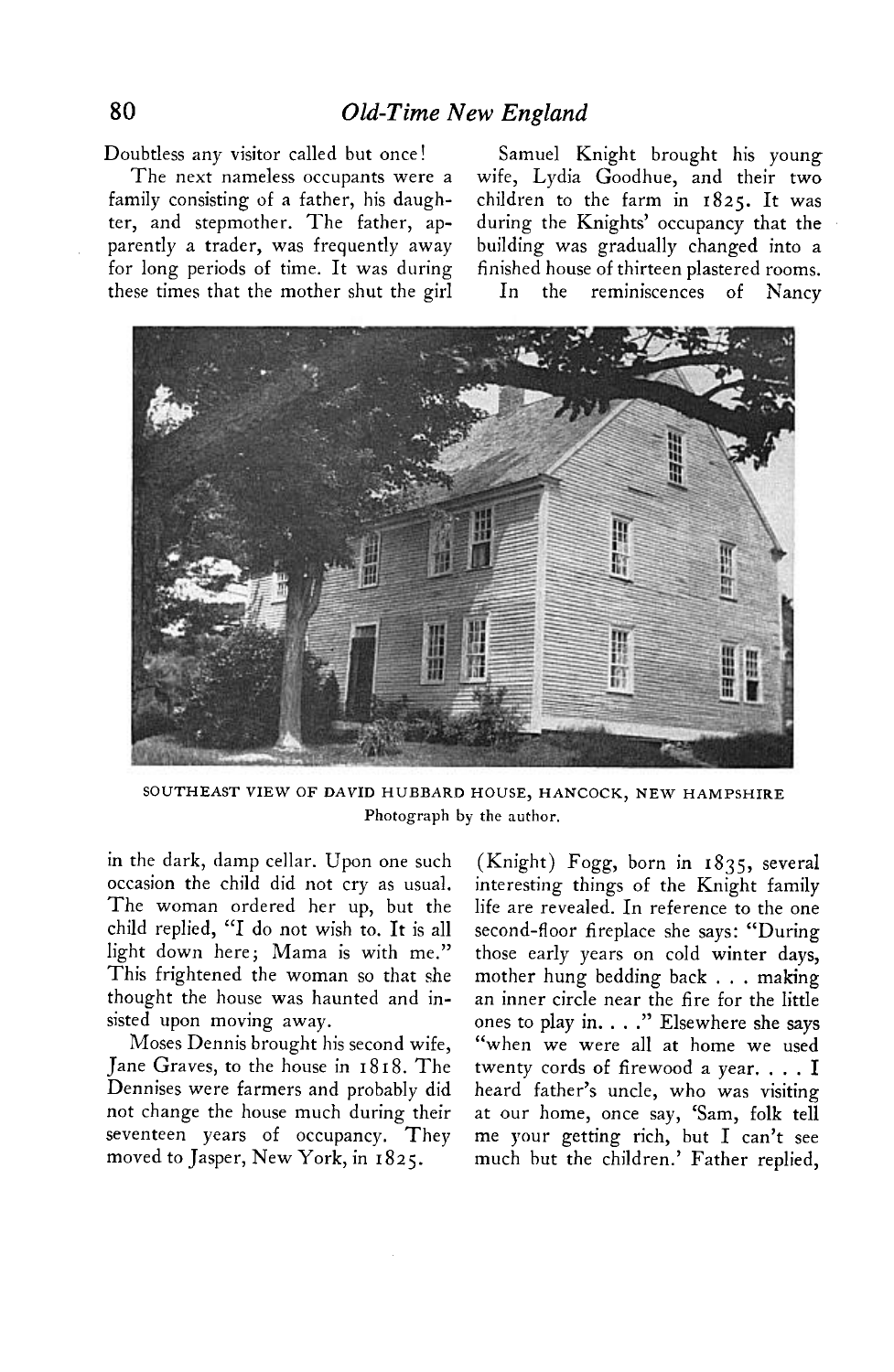Doubtless any visitor called but once!

The next nameless occupants were a family consisting of a father, his daughter, and stepmother. The father, apparently a trader, was frequently away for long periods of time. It was during these times that the mother shut the girl in the dark, damp cellar. Upon one such occasion the child did not cry as usual. The woman ordered her up, but the child replied, "I do not wish to. It is all light down here; Mama is with me." This frightened the woman so that she thought the house was haunted and insisted upon moving away.

Moses Dennis brought his second wife, Jane Graves, to the house in 1818. The Dennises were farmers and probably did not change the house much during their seventeen years of occupancy. They moved to Jasper, New York, in 1825.

Samuel Knight brought his young wife, Lydia Goodhue, and their two children to the farm in 1825. It was during the Knights' occupancy that the building was gradually changed into a finished house of thirteen plastered rooms.

In the reminiscences of Nancy (Knight) Fogg, born in 1835, several interesting things of the Knight family life are revealed. In reference to the one second-floor fireplace she says: "During those early years on cold winter days, mother hung bedding back . . . making an inner circle near the fire for the little ones to play in. . . ." Elsewhere she says "when we were all at home we used twenty cords of firewood a year. . . . I heard father's uncle, who was visiting at our home, once say, 'Sam, folk tell me your getting rich, but I can't see much but the children.' Father replied,

SOUTHEAST VIEW OF DAVID HUBBARD HOUSE, HANCOCK, NEW HAMPSHIRE
Photograph by the author.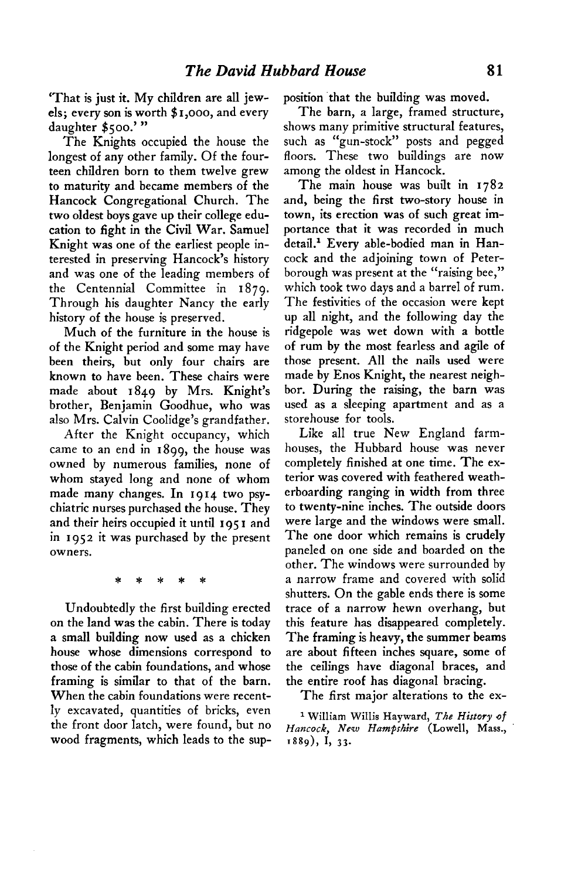'That is just it. My children are all jewels; every son is worth $1,000, and every daughter $500.' "

The Knights occupied the house the longest of any other family. Of the fourteen children born to them twelve grew to maturity and became members of the Hancock Congregational Church. The two oldest boys gave up their college education to fight in the Civil War. Samuel Knight was one of the earliest people interested in preserving Hancock's history and was one of the leading members of the Centennial Committee in 1879. Through his daughter Nancy the early history of the house is preserved.

Much of the furniture in the house is of the Knight period and some may have been theirs, but only four chairs are known to have been. These chairs were made about 1849 by Mrs. Knight's brother, Benjamin Goodhue, who was also Mrs. Calvin Coolidge's grandfather.

After the Knight occupancy, which came to an end in 1899, the house was owned by numerous families, none of whom stayed long and none of whom made many changes. In 1914 two psychiatric nurses purchased the house. They and their heirs occupied it until 1951 and in 1952 it was purchased by the present owners.

\* \* \* \* \*

Undoubtedly the first building erected on the land was the cabin. There is today a small building now used as a chicken house whose dimensions correspond to those of the cabin foundations, and whose framing is similar to that of the barn. When the cabin foundations were recently excavated, quantities of bricks, even the front door latch, were found, but no wood fragments, which leads to the supposition that the building was moved.

The barn, a large, framed structure, shows many primitive structural features, such as "gun-stock" posts and pegged floors. These two buildings are now among the oldest in Hancock.

The main house was built in 1782 and, being the first two-story house in town, its erection was of such great importance that it was recorded in much detail.[1] Every able-bodied man in Hancock and the adjoining town of Peterborough was present at the "raising bee," which took two days and a barrel of rum. The festivities of the occasion were kept up all night, and the following day the ridgepole was wet down with a bottle of rum by the most fearless and agile of those present. All the nails used were made by Enos Knight, the nearest neighbor. During the raising, the barn was used as a sleeping apartment and as a storehouse for tools.

Like all true New England farmhouses, the Hubbard house was never completely finished at one time. The exterior was covered with feathered weatherboarding ranging in width from three to twenty-nine inches. The outside doors were large and the windows were small. The one door which remains is crudely paneled on one side and boarded on the other. The windows were surrounded by a narrow frame and covered with solid shutters. On the gable ends there is some trace of a narrow hewn overhang, but this feature has disappeared completely. The framing is heavy, the summer beams are about fifteen inches square, some of the ceilings have diagonal braces, and the entire roof has diagonal bracing.

The first major alterations to the ex-

[1] William Willis Hayward, *The History of Hancock, New Hampshire* (Lowell, Mass., 1889), I, 33.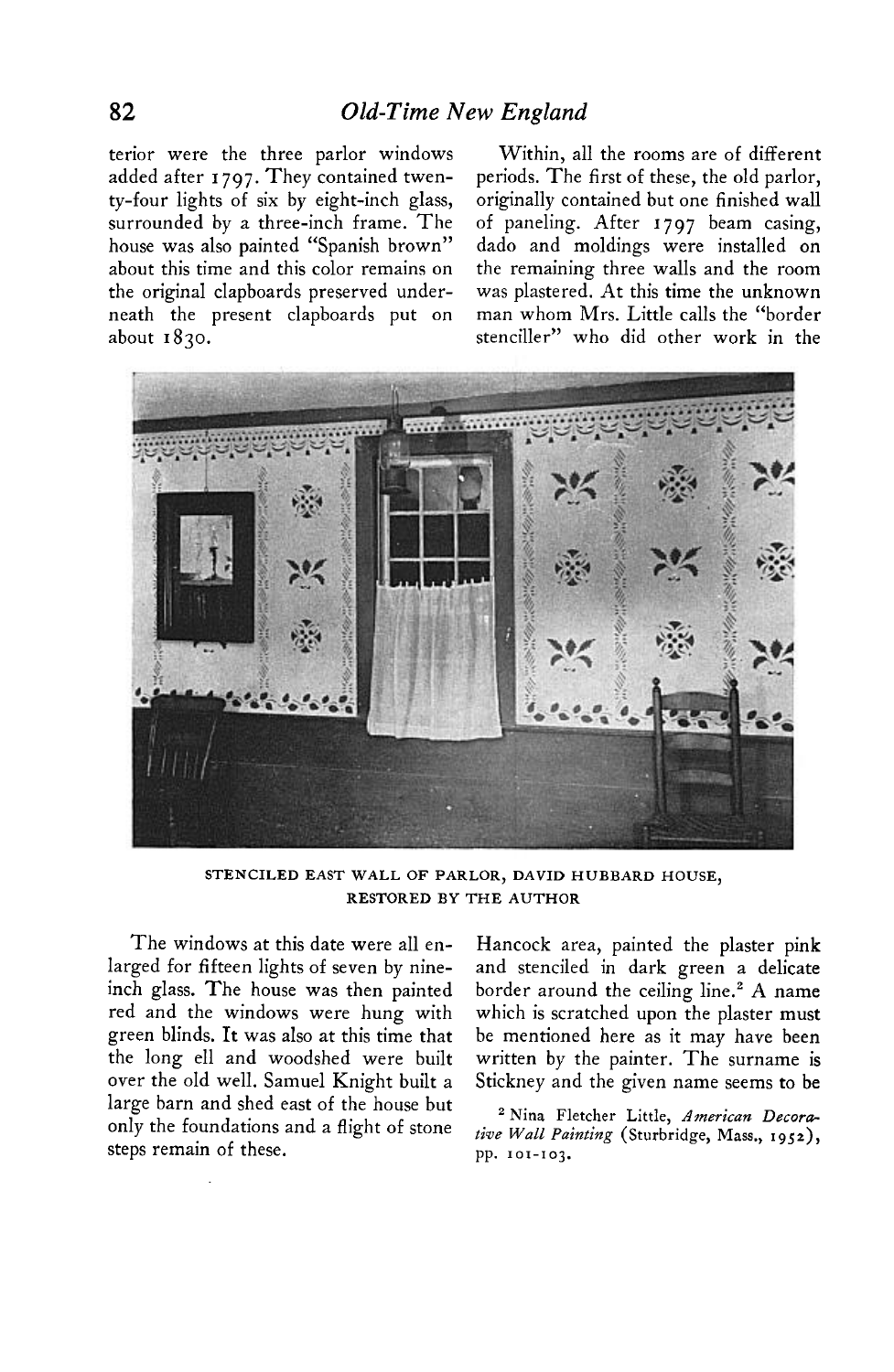terior were the three parlor windows added after 1797. They contained twenty-four lights of six by eight-inch glass, surrounded by a three-inch frame. The house was also painted "Spanish brown" about this time and this color remains on the original clapboards preserved underneath the present clapboards put on about 1830.

Within, all the rooms are of different periods. The first of these, the old parlor, originally contained but one finished wall of paneling. After 1797 beam casing, dado and moldings were installed on the remaining three walls and the room was plastered. At this time the unknown man whom Mrs. Little calls the "border stenciller" who did other work in the

STENCILED EAST WALL OF PARLOR, DAVID HUBBARD HOUSE, RESTORED BY THE AUTHOR

The windows at this date were all enlarged for fifteen lights of seven by nine-inch glass. The house was then painted red and the windows were hung with green blinds. It was also at this time that the long ell and woodshed were built over the old well. Samuel Knight built a large barn and shed east of the house but only the foundations and a flight of stone steps remain of these.

Hancock area, painted the plaster pink and stenciled in dark green a delicate border around the ceiling line.[2] A name which is scratched upon the plaster must be mentioned here as it may have been written by the painter. The surname is Stickney and the given name seems to be

[2] Nina Fletcher Little, *American Decorative Wall Painting* (Sturbridge, Mass., 1952), pp. 101-103.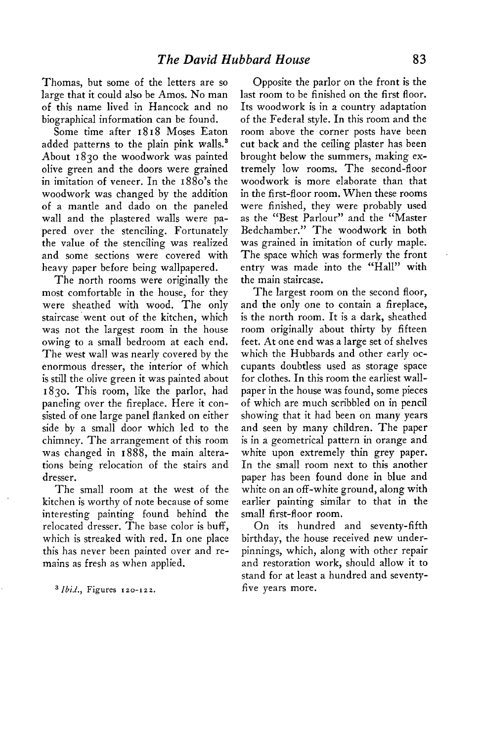Thomas, but some of the letters are so large that it could also be Amos. No man of this name lived in Hancock and no biographical information can be found.

Some time after 1818 Moses Eaton added patterns to the plain pink walls.[3] About 1830 the woodwork was painted olive green and the doors were grained in imitation of veneer. In the 1880's the woodwork was changed by the addition of a mantle and dado on the paneled wall and the plastered walls were papered over the stenciling. Fortunately the value of the stenciling was realized and some sections were covered with heavy paper before being wallpapered.

The north rooms were originally the most comfortable in the house, for they were sheathed with wood. The only staircase went out of the kitchen, which was not the largest room in the house owing to a small bedroom at each end. The west wall was nearly covered by the enormous dresser, the interior of which is still the olive green it was painted about 1830. This room, like the parlor, had paneling over the fireplace. Here it consisted of one large panel flanked on either side by a small door which led to the chimney. The arrangement of this room was changed in 1888, the main alterations being relocation of the stairs and dresser.

The small room at the west of the kitchen is worthy of note because of some interesting painting found behind the relocated dresser. The base color is buff, which is streaked with red. In one place this has never been painted over and remains as fresh as when applied.

[3] *Ibid.*, Figures 120-122.

Opposite the parlor on the front is the last room to be finished on the first floor. Its woodwork is in a country adaptation of the Federal style. In this room and the room above the corner posts have been cut back and the ceiling plaster has been brought below the summers, making extremely low rooms. The second-floor woodwork is more elaborate than that in the first-floor room. When these rooms were finished, they were probably used as the "Best Parlour" and the "Master Bedchamber." The woodwork in both was grained in imitation of curly maple. The space which was formerly the front entry was made into the "Hall" with the main staircase.

The largest room on the second floor, and the only one to contain a fireplace, is the north room. It is a dark, sheathed room originally about thirty by fifteen feet. At one end was a large set of shelves which the Hubbards and other early occupants doubtless used as storage space for clothes. In this room the earliest wallpaper in the house was found, some pieces of which are much scribbled on in pencil showing that it had been on many years and seen by many children. The paper is in a geometrical pattern in orange and white upon extremely thin grey paper. In the small room next to this another paper has been found done in blue and white on an off-white ground, along with earlier painting similar to that in the small first-floor room.

On its hundred and seventy-fifth birthday, the house received new underpinnings, which, along with other repair and restoration work, should allow it to stand for at least a hundred and seventy-five years more.